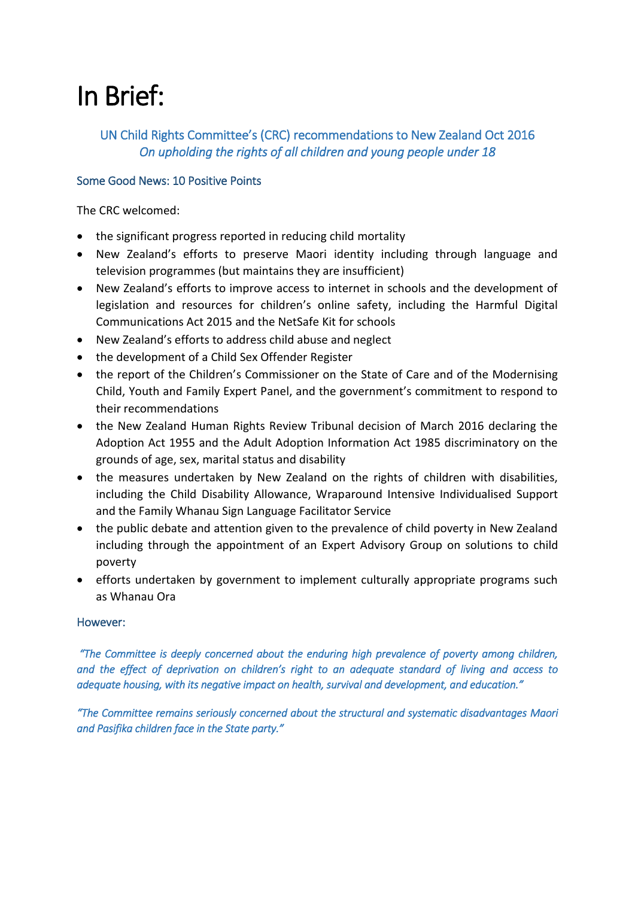# In Brief:

### UN Child Rights Committee's (CRC) recommendations to New Zealand Oct 2016
### *On upholding the rights of all children and young people under 18*

## Some Good News: 10 Positive Points

The CRC welcomed:

- the significant progress reported in reducing child mortality
- New Zealand's efforts to preserve Maori identity including through language and television programmes (but maintains they are insufficient)
- New Zealand's efforts to improve access to internet in schools and the development of legislation and resources for children's online safety, including the Harmful Digital Communications Act 2015 and the NetSafe Kit for schools
- New Zealand's efforts to address child abuse and neglect
- the development of a Child Sex Offender Register
- the report of the Children's Commissioner on the State of Care and of the Modernising Child, Youth and Family Expert Panel, and the government's commitment to respond to their recommendations
- the New Zealand Human Rights Review Tribunal decision of March 2016 declaring the Adoption Act 1955 and the Adult Adoption Information Act 1985 discriminatory on the grounds of age, sex, marital status and disability
- the measures undertaken by New Zealand on the rights of children with disabilities, including the Child Disability Allowance, Wraparound Intensive Individualised Support and the Family Whanau Sign Language Facilitator Service
- the public debate and attention given to the prevalence of child poverty in New Zealand including through the appointment of an Expert Advisory Group on solutions to child poverty
- efforts undertaken by government to implement culturally appropriate programs such as Whanau Ora

## However:

*"The Committee is deeply concerned about the enduring high prevalence of poverty among children, and the effect of deprivation on children's right to an adequate standard of living and access to adequate housing, with its negative impact on health, survival and development, and education."*

*"The Committee remains seriously concerned about the structural and systematic disadvantages Maori and Pasifika children face in the State party."*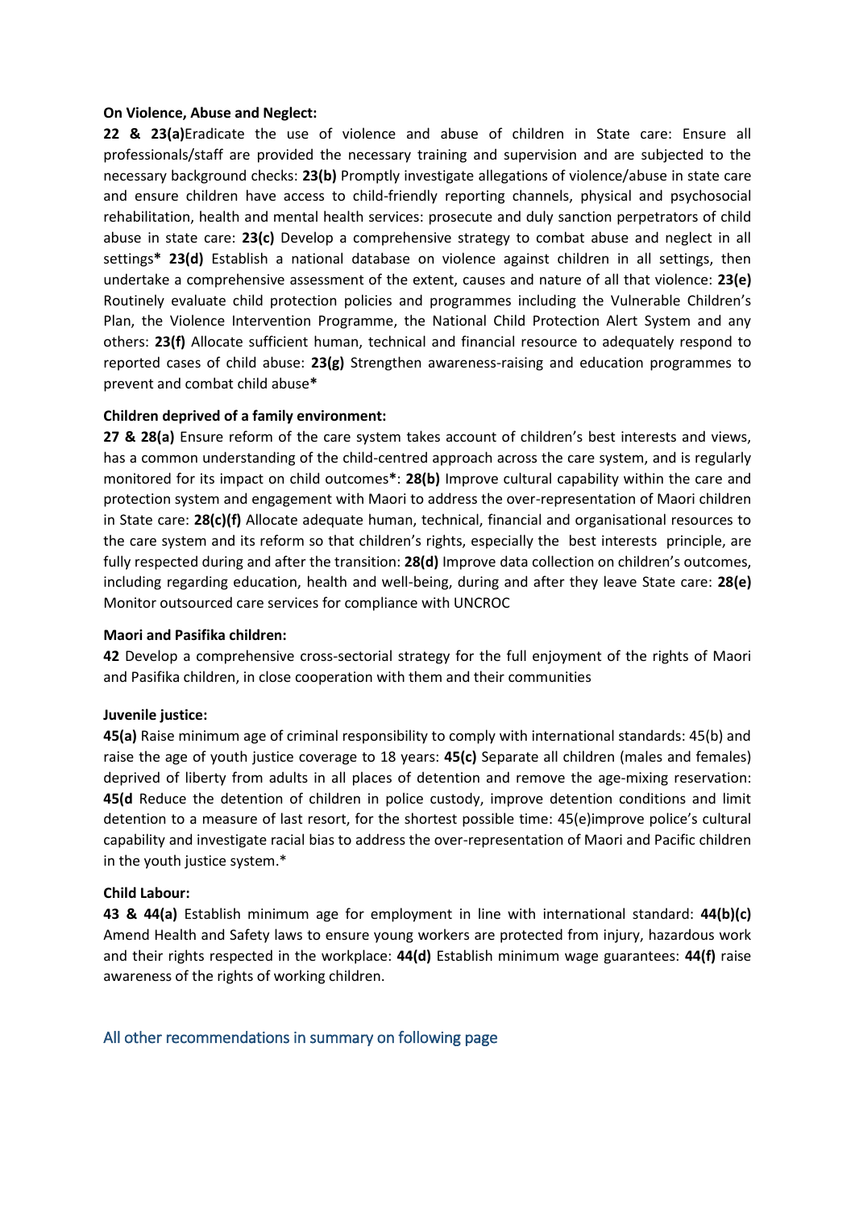**On Violence, Abuse and Neglect:**

**22 & 23(a)**Eradicate the use of violence and abuse of children in State care: Ensure all professionals/staff are provided the necessary training and supervision and are subjected to the necessary background checks: **23(b)** Promptly investigate allegations of violence/abuse in state care and ensure children have access to child-friendly reporting channels, physical and psychosocial rehabilitation, health and mental health services: prosecute and duly sanction perpetrators of child abuse in state care: **23(c)** Develop a comprehensive strategy to combat abuse and neglect in all settings**\* 23(d)** Establish a national database on violence against children in all settings, then undertake a comprehensive assessment of the extent, causes and nature of all that violence: **23(e)** Routinely evaluate child protection policies and programmes including the Vulnerable Children's Plan, the Violence Intervention Programme, the National Child Protection Alert System and any others: **23(f)** Allocate sufficient human, technical and financial resource to adequately respond to reported cases of child abuse: **23(g)** Strengthen awareness-raising and education programmes to prevent and combat child abuse**\***

**Children deprived of a family environment:**

**27 & 28(a)** Ensure reform of the care system takes account of children's best interests and views, has a common understanding of the child-centred approach across the care system, and is regularly monitored for its impact on child outcomes**\***: **28(b)** Improve cultural capability within the care and protection system and engagement with Maori to address the over-representation of Maori children in State care: **28(c)(f)** Allocate adequate human, technical, financial and organisational resources to the care system and its reform so that children's rights, especially the best interests principle, are fully respected during and after the transition: **28(d)** Improve data collection on children's outcomes, including regarding education, health and well-being, during and after they leave State care: **28(e)** Monitor outsourced care services for compliance with UNCROC

**Maori and Pasifika children:**

**42** Develop a comprehensive cross-sectorial strategy for the full enjoyment of the rights of Maori and Pasifika children, in close cooperation with them and their communities

**Juvenile justice:**

**45(a)** Raise minimum age of criminal responsibility to comply with international standards: 45(b) and raise the age of youth justice coverage to 18 years: **45(c)** Separate all children (males and females) deprived of liberty from adults in all places of detention and remove the age-mixing reservation: **45(d** Reduce the detention of children in police custody, improve detention conditions and limit detention to a measure of last resort, for the shortest possible time: 45(e)improve police's cultural capability and investigate racial bias to address the over-representation of Maori and Pacific children in the youth justice system.*

**Child Labour:**

**43 & 44(a)** Establish minimum age for employment in line with international standard: **44(b)(c)** Amend Health and Safety laws to ensure young workers are protected from injury, hazardous work and their rights respected in the workplace: **44(d)** Establish minimum wage guarantees: **44(f)** raise awareness of the rights of working children.

All other recommendations in summary on following page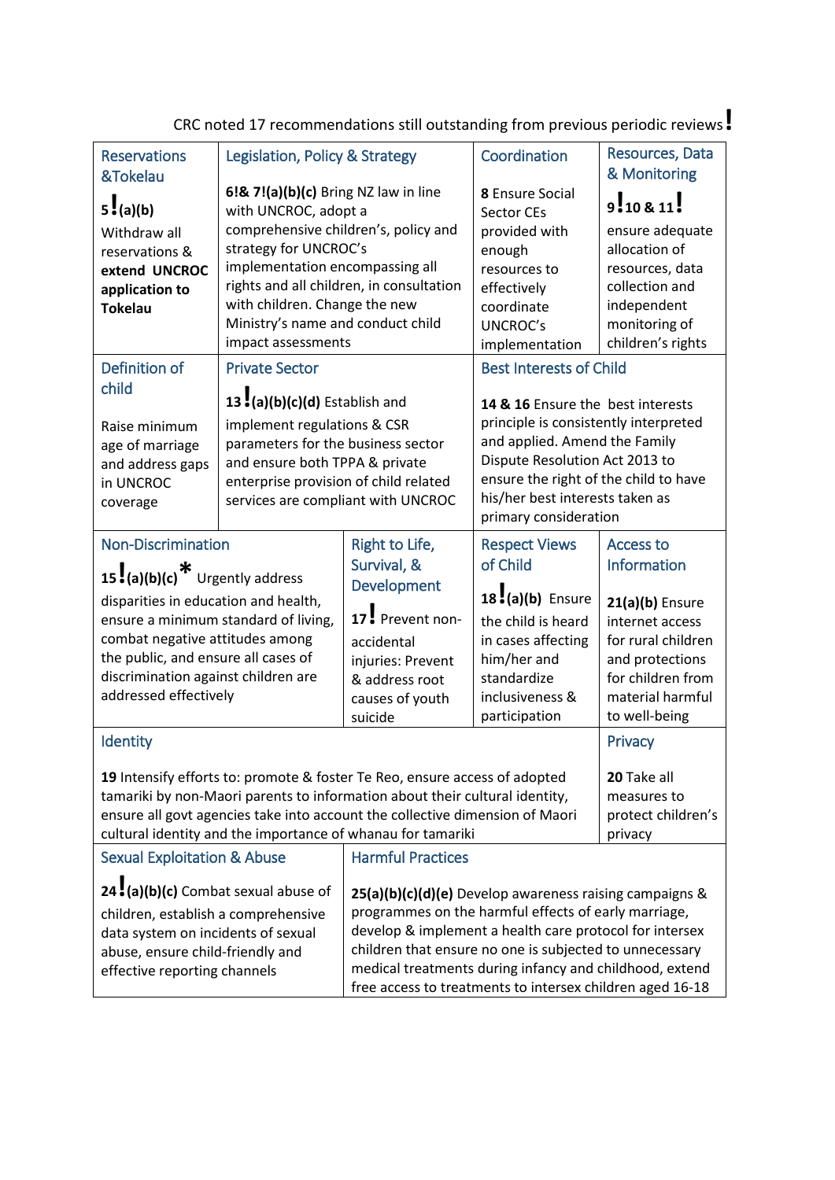CRC noted 17 recommendations still outstanding from previous periodic reviews !

| Reservations &Tokelau | Legislation, Policy & Strategy | Coordination | Resources, Data & Monitoring |
|---|---|---|---|
| **5 !(a)(b)** Withdraw all reservations & **extend UNCROC application to Tokelau** | **6!& 7!(a)(b)(c)** Bring NZ law in line with UNCROC, adopt a comprehensive children's, policy and strategy for UNCROC's implementation encompassing all rights and all children, in consultation with children. Change the new Ministry's name and conduct child impact assessments | **8** Ensure Social Sector CEs provided with enough resources to effectively coordinate UNCROC's implementation | **9 !10 & 11 !** ensure adequate allocation of resources, data collection and independent monitoring of children's rights |

| Definition of child | Private Sector | Best Interests of Child |
|---|---|---|
| Raise minimum age of marriage and address gaps in UNCROC coverage | **13 !(a)(b)(c)(d)** Establish and implement regulations & CSR parameters for the business sector and ensure both TPPA & private enterprise provision of child related services are compliant with UNCROC | **14 & 16** Ensure the best interests principle is consistently interpreted and applied. Amend the Family Dispute Resolution Act 2013 to ensure the right of the child to have his/her best interests taken as primary consideration |

| Non-Discrimination | Right to Life, Survival, & Development | Respect Views of Child | Access to Information |
|---|---|---|---|
| **15 !(a)(b)(c)** * Urgently address disparities in education and health, ensure a minimum standard of living, combat negative attitudes among the public, and ensure all cases of discrimination against children are addressed effectively | **17 !** Prevent non-accidental injuries: Prevent & address root causes of youth suicide | **18 !(a)(b)** Ensure the child is heard in cases affecting him/her and standardize inclusiveness & participation | **21(a)(b)** Ensure internet access for rural children and protections for children from material harmful to well-being |

| Identity | Privacy |
|---|---|
| **19** Intensify efforts to: promote & foster Te Reo, ensure access of adopted tamariki by non-Maori parents to information about their cultural identity, ensure all govt agencies take into account the collective dimension of Maori cultural identity and the importance of whanau for tamariki | **20** Take all measures to protect children's privacy |

| Sexual Exploitation & Abuse | Harmful Practices |
|---|---|
| **24 !(a)(b)(c)** Combat sexual abuse of children, establish a comprehensive data system on incidents of sexual abuse, ensure child-friendly and effective reporting channels | **25(a)(b)(c)(d)(e)** Develop awareness raising campaigns & programmes on the harmful effects of early marriage, develop & implement a health care protocol for intersex children that ensure no one is subjected to unnecessary medical treatments during infancy and childhood, extend free access to treatments to intersex children aged 16-18 |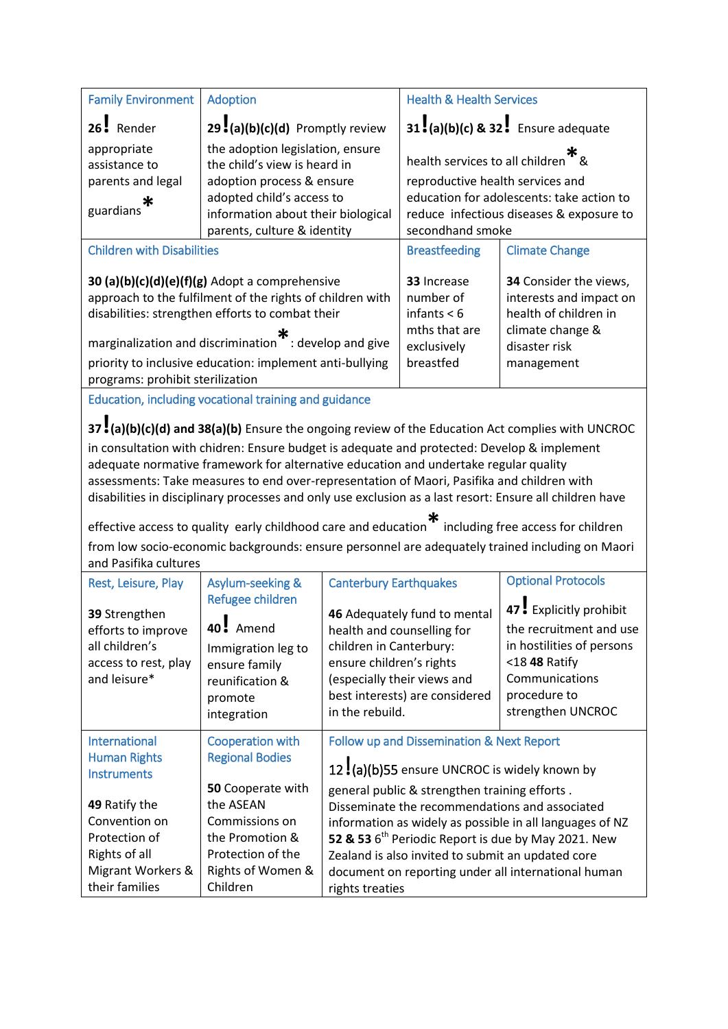| Family Environment | Adoption | Health & Health Services | |
|---|---|---|---|
| **26!** Render appropriate assistance to parents and legal guardians* | **29!(a)(b)(c)(d)** Promptly review the adoption legislation, ensure the child's view is heard in adoption process & ensure adopted child's access to information about their biological parents, culture & identity | **31!(a)(b)(c) & 32!** Ensure adequate health services to all children* & reproductive health services and education for adolescents: take action to reduce infectious diseases & exposure to secondhand smoke | |
| Children with Disabilities | | Breastfeeding | Climate Change |
| **30 (a)(b)(c)(d)(e)(f)(g)** Adopt a comprehensive approach to the fulfilment of the rights of children with disabilities: strengthen efforts to combat their marginalization and discrimination*: develop and give priority to inclusive education: implement anti-bullying programs: prohibit sterilization | | **33** Increase number of infants < 6 mths that are exclusively breastfed | **34** Consider the views, interests and impact on health of children in climate change & disaster risk management |

Education, including vocational training and guidance

**37!(a)(b)(c)(d) and 38(a)(b)** Ensure the ongoing review of the Education Act complies with UNCROC in consultation with chidren: Ensure budget is adequate and protected: Develop & implement adequate normative framework for alternative education and undertake regular quality assessments: Take measures to end over-representation of Maori, Pasifika and children with disabilities in disciplinary processes and only use exclusion as a last resort: Ensure all children have effective access to quality early childhood care and education* including free access for children from low socio-economic backgrounds: ensure personnel are adequately trained including on Maori and Pasifika cultures

| Rest, Leisure, Play | Asylum-seeking & Refugee children | Canterbury Earthquakes | Optional Protocols |
|---|---|---|---|
| **39** Strengthen efforts to improve all children's access to rest, play and leisure* | **40!** Amend Immigration leg to ensure family reunification & promote integration | **46** Adequately fund to mental health and counselling for children in Canterbury: ensure children's rights (especially their views and best interests) are considered in the rebuild. | **47!** Explicitly prohibit the recruitment and use in hostilities of persons <18 **48** Ratify Communications procedure to strengthen UNCROC |

| International Human Rights Instruments | Cooperation with Regional Bodies | Follow up and Dissemination & Next Report |
|---|---|---|
| **49** Ratify the Convention on Protection of Rights of all Migrant Workers & their families | **50** Cooperate with the ASEAN Commissions on the Promotion & Protection of the Rights of Women & Children | 12!(a)(b)55 ensure UNCROC is widely known by general public & strengthen training efforts . Disseminate the recommendations and associated information as widely as possible in all languages of NZ **52 & 53** 6th Periodic Report is due by May 2021. New Zealand is also invited to submit an updated core document on reporting under all international human rights treaties |